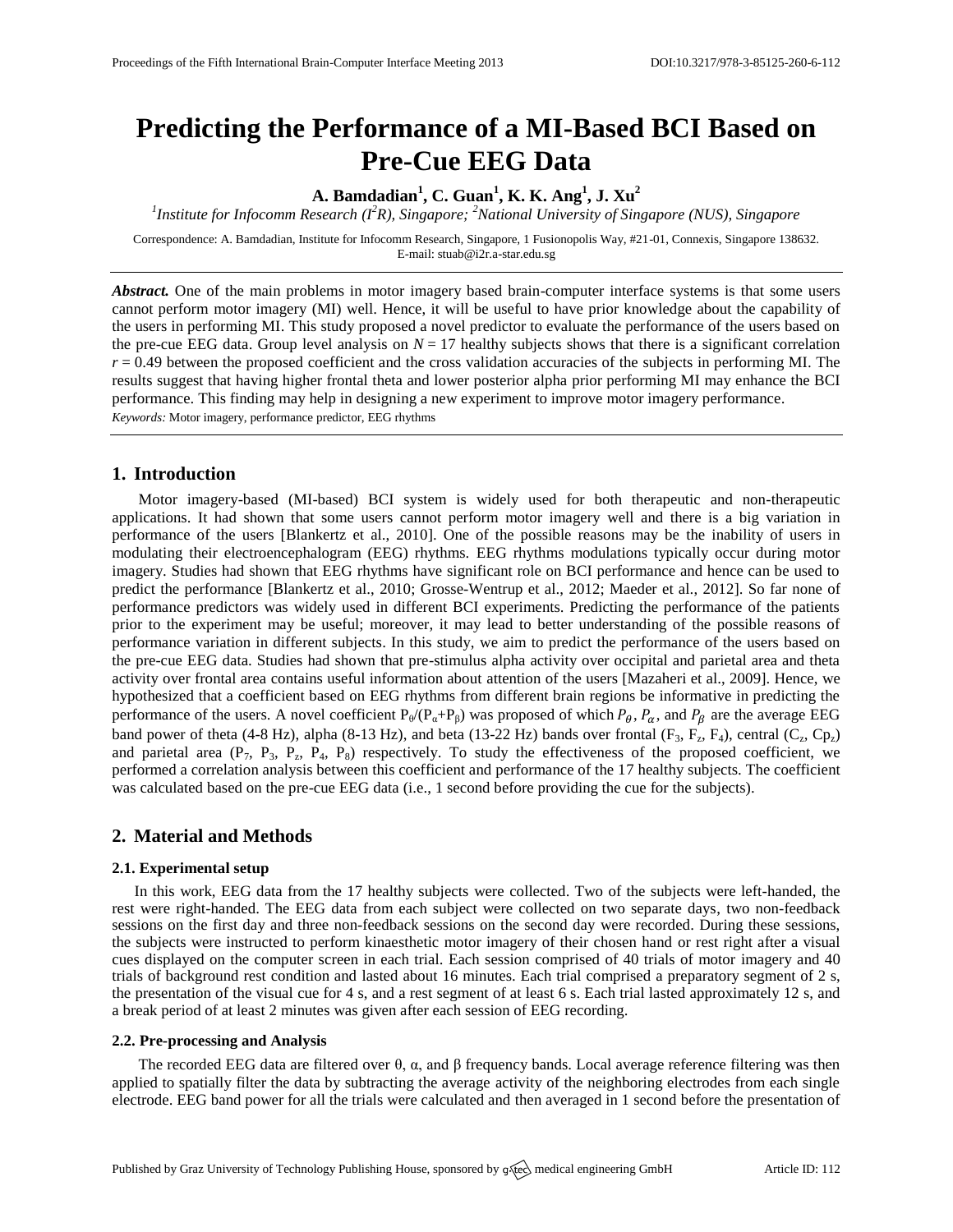# Predicting the Performance of a MI-Based BCI Based on Pre-Cue EEG Data

**A. Bamdadian[1], C. Guan[1], K. K. Ang[1], J. Xu[2]**

*[1]Institute for Infocomm Research (I[2]R), Singapore; [2]National University of Singapore (NUS), Singapore*

Correspondence: A. Bamdadian, Institute for Infocomm Research, Singapore, 1 Fusionopolis Way, #21-01, Connexis, Singapore 138632. E-mail: stuab@i2r.a-star.edu.sg

***Abstract.*** One of the main problems in motor imagery based brain-computer interface systems is that some users cannot perform motor imagery (MI) well. Hence, it will be useful to have prior knowledge about the capability of the users in performing MI. This study proposed a novel predictor to evaluate the performance of the users based on the pre-cue EEG data. Group level analysis on $N = 17$ healthy subjects shows that there is a significant correlation $r = 0.49$ between the proposed coefficient and the cross validation accuracies of the subjects in performing MI. The results suggest that having higher frontal theta and lower posterior alpha prior performing MI may enhance the BCI performance. This finding may help in designing a new experiment to improve motor imagery performance.

*Keywords:* Motor imagery, performance predictor, EEG rhythms

## 1. Introduction

Motor imagery-based (MI-based) BCI system is widely used for both therapeutic and non-therapeutic applications. It had shown that some users cannot perform motor imagery well and there is a big variation in performance of the users [Blankertz et al., 2010]. One of the possible reasons may be the inability of users in modulating their electroencephalogram (EEG) rhythms. EEG rhythms modulations typically occur during motor imagery. Studies had shown that EEG rhythms have significant role on BCI performance and hence can be used to predict the performance [Blankertz et al., 2010; Grosse-Wentrup et al., 2012; Maeder et al., 2012]. So far none of performance predictors was widely used in different BCI experiments. Predicting the performance of the patients prior to the experiment may be useful; moreover, it may lead to better understanding of the possible reasons of performance variation in different subjects. In this study, we aim to predict the performance of the users based on the pre-cue EEG data. Studies had shown that pre-stimulus alpha activity over occipital and parietal area and theta activity over frontal area contains useful information about attention of the users [Mazaheri et al., 2009]. Hence, we hypothesized that a coefficient based on EEG rhythms from different brain regions be informative in predicting the performance of the users. A novel coefficient $P_\theta/(P_\alpha+P_\beta)$ was proposed of which $P_\theta$, $P_\alpha$, and $P_\beta$ are the average EEG band power of theta (4-8 Hz), alpha (8-13 Hz), and beta (13-22 Hz) bands over frontal ($F_3$, $F_z$, $F_4$), central ($C_z$, $Cp_z$) and parietal area ($P_7$, $P_3$, $P_z$, $P_4$, $P_8$) respectively. To study the effectiveness of the proposed coefficient, we performed a correlation analysis between this coefficient and performance of the 17 healthy subjects. The coefficient was calculated based on the pre-cue EEG data (i.e., 1 second before providing the cue for the subjects).

## 2. Material and Methods

### 2.1. Experimental setup

In this work, EEG data from the 17 healthy subjects were collected. Two of the subjects were left-handed, the rest were right-handed. The EEG data from each subject were collected on two separate days, two non-feedback sessions on the first day and three non-feedback sessions on the second day were recorded. During these sessions, the subjects were instructed to perform kinaesthetic motor imagery of their chosen hand or rest right after a visual cues displayed on the computer screen in each trial. Each session comprised of 40 trials of motor imagery and 40 trials of background rest condition and lasted about 16 minutes. Each trial comprised a preparatory segment of 2 s, the presentation of the visual cue for 4 s, and a rest segment of at least 6 s. Each trial lasted approximately 12 s, and a break period of at least 2 minutes was given after each session of EEG recording.

### 2.2. Pre-processing and Analysis

The recorded EEG data are filtered over θ, α, and β frequency bands. Local average reference filtering was then applied to spatially filter the data by subtracting the average activity of the neighboring electrodes from each single electrode. EEG band power for all the trials were calculated and then averaged in 1 second before the presentation of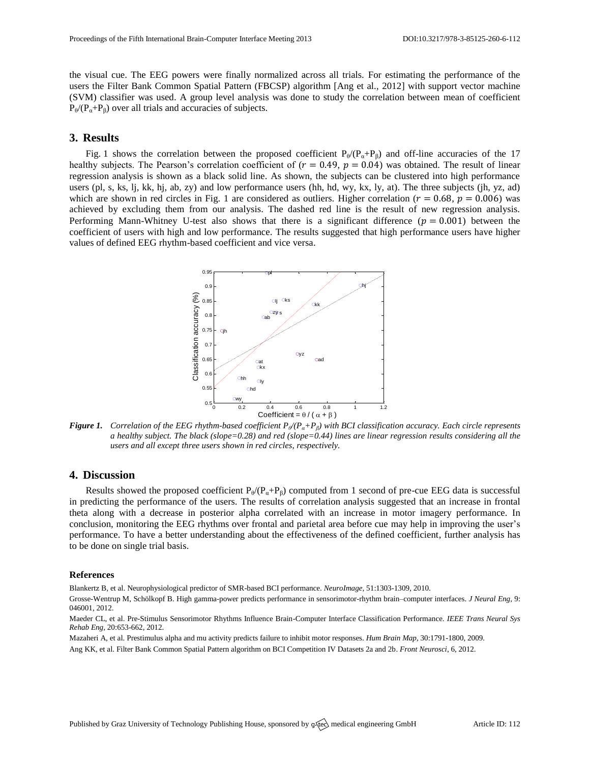the visual cue. The EEG powers were finally normalized across all trials. For estimating the performance of the users the Filter Bank Common Spatial Pattern (FBCSP) algorithm [Ang et al., 2012] with support vector machine (SVM) classifier was used. A group level analysis was done to study the correlation between mean of coefficient $P_\theta/(P_\alpha+P_\beta)$ over all trials and accuracies of subjects.

## 3. Results

Fig. 1 shows the correlation between the proposed coefficient $P_\theta/(P_\alpha+P_\beta)$ and off-line accuracies of the 17 healthy subjects. The Pearson's correlation coefficient of ($r = 0.49$, $p = 0.04$) was obtained. The result of linear regression analysis is shown as a black solid line. As shown, the subjects can be clustered into high performance users (pl, s, ks, lj, kk, hj, ab, zy) and low performance users (hh, hd, wy, kx, ly, at). The three subjects (jh, yz, ad) which are shown in red circles in Fig. 1 are considered as outliers. Higher correlation ($r = 0.68$, $p = 0.006$) was achieved by excluding them from our analysis. The dashed red line is the result of new regression analysis. Performing Mann-Whitney U-test also shows that there is a significant difference ($p = 0.001$) between the coefficient of users with high and low performance. The results suggested that high performance users have higher values of defined EEG rhythm-based coefficient and vice versa.

Classification accuracy (%)
0.95
0.9
0.85
0.8
0.75
0.7
0.65
0.6
0.55
0.5
0
0.2
0.4
0.6
0.8
1
1.2
Coefficient = θ / ( α + β )
pl
hj
lj
ks
kk
zy
s
ab
jh
yz
ad
at
kx
hh
ly
hd
wy

***Figure 1.*** *Correlation of the EEG rhythm-based coefficient $P_\theta/(P_\alpha+P_\beta)$ with BCI classification accuracy. Each circle represents a healthy subject. The black (slope=0.28) and red (slope=0.44) lines are linear regression results considering all the users and all except three users shown in red circles, respectively.*

## 4. Discussion

Results showed the proposed coefficient $P_\theta/(P_\alpha+P_\beta)$ computed from 1 second of pre-cue EEG data is successful in predicting the performance of the users. The results of correlation analysis suggested that an increase in frontal theta along with a decrease in posterior alpha correlated with an increase in motor imagery performance. In conclusion, monitoring the EEG rhythms over frontal and parietal area before cue may help in improving the user's performance. To have a better understanding about the effectiveness of the defined coefficient, further analysis has to be done on single trial basis.

### References

Blankertz B, et al. Neurophysiological predictor of SMR-based BCI performance. *NeuroImage*, 51:1303-1309, 2010.

Grosse-Wentrup M, Schölkopf B. High gamma-power predicts performance in sensorimotor-rhythm brain–computer interfaces. *J Neural Eng*, 9: 046001, 2012.

Maeder CL, et al. Pre-Stimulus Sensorimotor Rhythms Influence Brain-Computer Interface Classification Performance. *IEEE Trans Neural Sys Rehab Eng*, 20:653-662, 2012.

Mazaheri A, et al. Prestimulus alpha and mu activity predicts failure to inhibit motor responses. *Hum Brain Map*, 30:1791-1800, 2009.

Ang KK, et al. Filter Bank Common Spatial Pattern algorithm on BCI Competition IV Datasets 2a and 2b. *Front Neurosci*, 6, 2012.